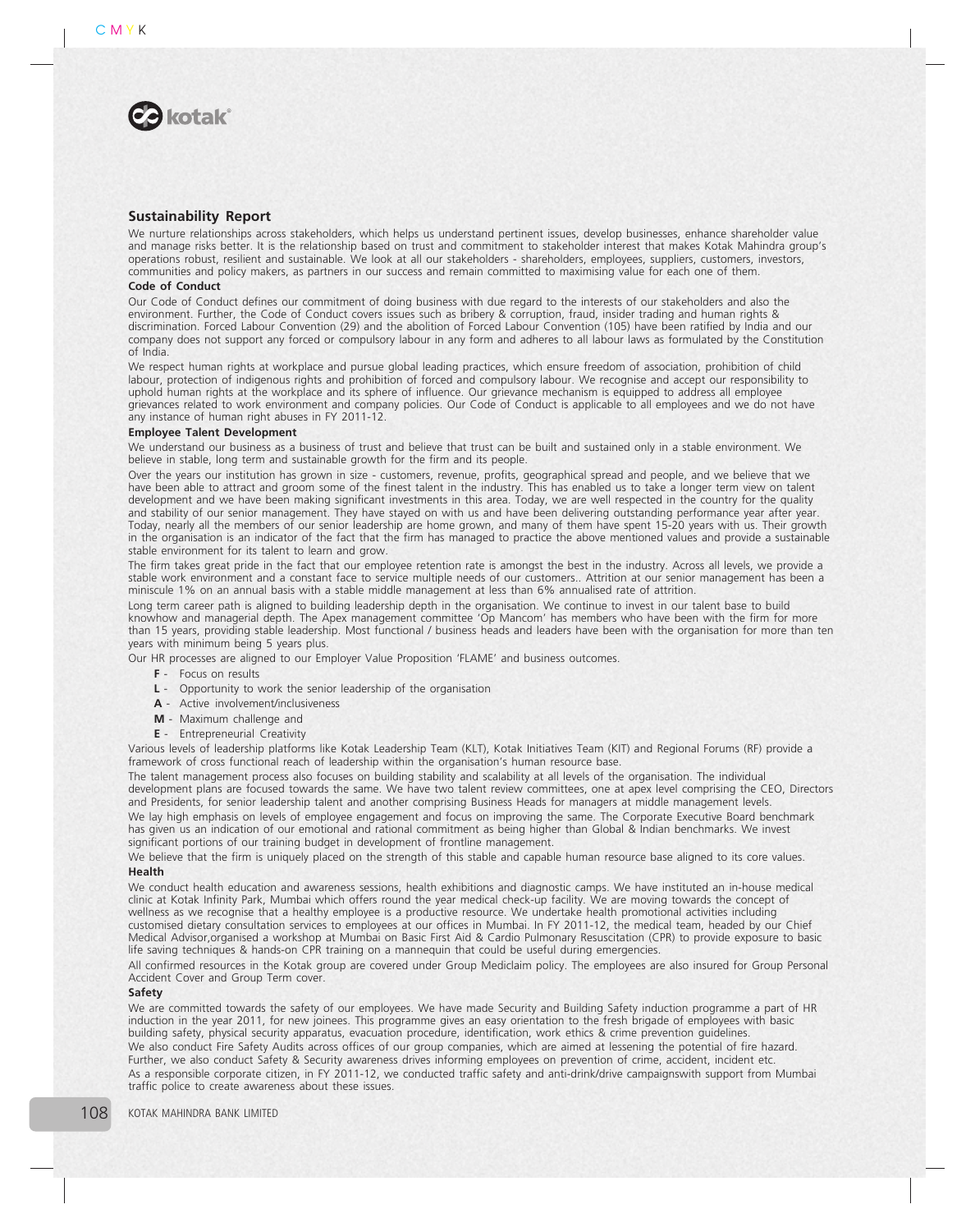## Sustainability Report

We nurture relationships across stakeholders, which helps us understand pertinent issues, develop businesses, enhance shareholder value and manage risks better. It is the relationship based on trust and commitment to stakeholder interest that makes Kotak Mahindra group's operations robust, resilient and sustainable. We look at all our stakeholders - shareholders, employees, suppliers, customers, investors, communities and policy makers, as partners in our success and remain committed to maximising value for each one of them.

### Code of Conduct

Our Code of Conduct defines our commitment of doing business with due regard to the interests of our stakeholders and also the environment. Further, the Code of Conduct covers issues such as bribery & corruption, fraud, insider trading and human rights & discrimination. Forced Labour Convention (29) and the abolition of Forced Labour Convention (105) have been ratified by India and our company does not support any forced or compulsory labour in any form and adheres to all labour laws as formulated by the Constitution of India.

We respect human rights at workplace and pursue global leading practices, which ensure freedom of association, prohibition of child labour, protection of indigenous rights and prohibition of forced and compulsory labour. We recognise and accept our responsibility to uphold human rights at the workplace and its sphere of influence. Our grievance mechanism is equipped to address all employee grievances related to work environment and company policies. Our Code of Conduct is applicable to all employees and we do not have any instance of human right abuses in FY 2011-12.

### Employee Talent Development

We understand our business as a business of trust and believe that trust can be built and sustained only in a stable environment. We believe in stable, long term and sustainable growth for the firm and its people.

Over the years our institution has grown in size - customers, revenue, profits, geographical spread and people, and we believe that we have been able to attract and groom some of the finest talent in the industry. This has enabled us to take a longer term view on talent development and we have been making significant investments in this area. Today, we are well respected in the country for the quality and stability of our senior management. They have stayed on with us and have been delivering outstanding performance year after year. Today, nearly all the members of our senior leadership are home grown, and many of them have spent 15-20 years with us. Their growth in the organisation is an indicator of the fact that the firm has managed to practice the above mentioned values and provide a sustainable stable environment for its talent to learn and grow.

The firm takes great pride in the fact that our employee retention rate is amongst the best in the industry. Across all levels, we provide a stable work environment and a constant face to service multiple needs of our customers.. Attrition at our senior management has been a miniscule 1% on an annual basis with a stable middle management at less than 6% annualised rate of attrition.

Long term career path is aligned to building leadership depth in the organisation. We continue to invest in our talent base to build knowhow and managerial depth. The Apex management committee 'Op Mancom' has members who have been with the firm for more than 15 years, providing stable leadership. Most functional / business heads and leaders have been with the organisation for more than ten years with minimum being 5 years plus.

Our HR processes are aligned to our Employer Value Proposition 'FLAME' and business outcomes.

- **F** - Focus on results
- **L** - Opportunity to work the senior leadership of the organisation
- **A** - Active involvement/inclusiveness
- **M** - Maximum challenge and
- **E** - Entrepreneurial Creativity

Various levels of leadership platforms like Kotak Leadership Team (KLT), Kotak Initiatives Team (KIT) and Regional Forums (RF) provide a framework of cross functional reach of leadership within the organisation's human resource base.

The talent management process also focuses on building stability and scalability at all levels of the organisation. The individual development plans are focused towards the same. We have two talent review committees, one at apex level comprising the CEO, Directors and Presidents, for senior leadership talent and another comprising Business Heads for managers at middle management levels.

We lay high emphasis on levels of employee engagement and focus on improving the same. The Corporate Executive Board benchmark has given us an indication of our emotional and rational commitment as being higher than Global & Indian benchmarks. We invest significant portions of our training budget in development of frontline management.

We believe that the firm is uniquely placed on the strength of this stable and capable human resource base aligned to its core values.

### Health

We conduct health education and awareness sessions, health exhibitions and diagnostic camps. We have instituted an in-house medical clinic at Kotak Infinity Park, Mumbai which offers round the year medical check-up facility. We are moving towards the concept of wellness as we recognise that a healthy employee is a productive resource. We undertake health promotional activities including customised dietary consultation services to employees at our offices in Mumbai. In FY 2011-12, the medical team, headed by our Chief Medical Advisor,organised a workshop at Mumbai on Basic First Aid & Cardio Pulmonary Resuscitation (CPR) to provide exposure to basic life saving techniques & hands-on CPR training on a mannequin that could be useful during emergencies.

All confirmed resources in the Kotak group are covered under Group Mediclaim policy. The employees are also insured for Group Personal Accident Cover and Group Term cover.

### Safety

We are committed towards the safety of our employees. We have made Security and Building Safety induction programme a part of HR induction in the year 2011, for new joinees. This programme gives an easy orientation to the fresh brigade of employees with basic building safety, physical security apparatus, evacuation procedure, identification, work ethics & crime prevention guidelines.

We also conduct Fire Safety Audits across offices of our group companies, which are aimed at lessening the potential of fire hazard. Further, we also conduct Safety & Security awareness drives informing employees on prevention of crime, accident, incident etc.

As a responsible corporate citizen, in FY 2011-12, we conducted traffic safety and anti-drink/drive campaignswith support from Mumbai traffic police to create awareness about these issues.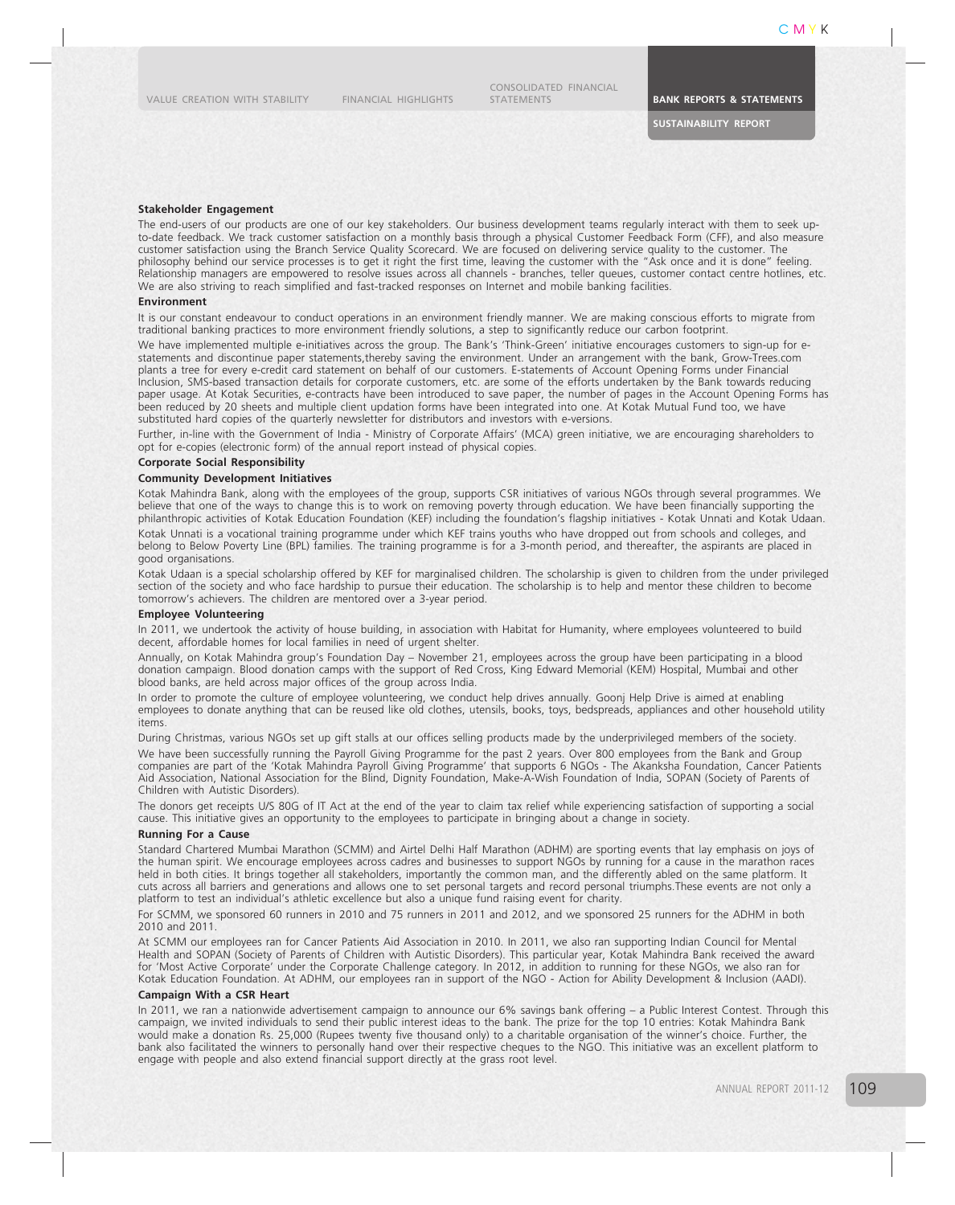### Stakeholder Engagement

The end-users of our products are one of our key stakeholders. Our business development teams regularly interact with them to seek up-to-date feedback. We track customer satisfaction on a monthly basis through a physical Customer Feedback Form (CFF), and also measure customer satisfaction using the Branch Service Quality Scorecard. We are focused on delivering service quality to the customer. The philosophy behind our service processes is to get it right the first time, leaving the customer with the "Ask once and it is done" feeling. Relationship managers are empowered to resolve issues across all channels - branches, teller queues, customer contact centre hotlines, etc. We are also striving to reach simplified and fast-tracked responses on Internet and mobile banking facilities.

### Environment

It is our constant endeavour to conduct operations in an environment friendly manner. We are making conscious efforts to migrate from traditional banking practices to more environment friendly solutions, a step to significantly reduce our carbon footprint.

We have implemented multiple e-initiatives across the group. The Bank's 'Think-Green' initiative encourages customers to sign-up for e-statements and discontinue paper statements,thereby saving the environment. Under an arrangement with the bank, Grow-Trees.com plants a tree for every e-credit card statement on behalf of our customers. E-statements of Account Opening Forms under Financial Inclusion, SMS-based transaction details for corporate customers, etc. are some of the efforts undertaken by the Bank towards reducing paper usage. At Kotak Securities, e-contracts have been introduced to save paper, the number of pages in the Account Opening Forms has been reduced by 20 sheets and multiple client updation forms have been integrated into one. At Kotak Mutual Fund too, we have substituted hard copies of the quarterly newsletter for distributors and investors with e-versions.

Further, in-line with the Government of India - Ministry of Corporate Affairs' (MCA) green initiative, we are encouraging shareholders to opt for e-copies (electronic form) of the annual report instead of physical copies.

### Corporate Social Responsibility

#### Community Development Initiatives

Kotak Mahindra Bank, along with the employees of the group, supports CSR initiatives of various NGOs through several programmes. We believe that one of the ways to change this is to work on removing poverty through education. We have been financially supporting the philanthropic activities of Kotak Education Foundation (KEF) including the foundation's flagship initiatives - Kotak Unnati and Kotak Udaan.

Kotak Unnati is a vocational training programme under which KEF trains youths who have dropped out from schools and colleges, and belong to Below Poverty Line (BPL) families. The training programme is for a 3-month period, and thereafter, the aspirants are placed in good organisations.

Kotak Udaan is a special scholarship offered by KEF for marginalised children. The scholarship is given to children from the under privileged section of the society and who face hardship to pursue their education. The scholarship is to help and mentor these children to become tomorrow's achievers. The children are mentored over a 3-year period.

#### Employee Volunteering

In 2011, we undertook the activity of house building, in association with Habitat for Humanity, where employees volunteered to build decent, affordable homes for local families in need of urgent shelter.

Annually, on Kotak Mahindra group's Foundation Day – November 21, employees across the group have been participating in a blood donation campaign. Blood donation camps with the support of Red Cross, King Edward Memorial (KEM) Hospital, Mumbai and other blood banks, are held across major offices of the group across India.

In order to promote the culture of employee volunteering, we conduct help drives annually. Goonj Help Drive is aimed at enabling employees to donate anything that can be reused like old clothes, utensils, books, toys, bedspreads, appliances and other household utility items.

During Christmas, various NGOs set up gift stalls at our offices selling products made by the underprivileged members of the society.

We have been successfully running the Payroll Giving Programme for the past 2 years. Over 800 employees from the Bank and Group companies are part of the 'Kotak Mahindra Payroll Giving Programme' that supports 6 NGOs - The Akanksha Foundation, Cancer Patients Aid Association, National Association for the Blind, Dignity Foundation, Make-A-Wish Foundation of India, SOPAN (Society of Parents of Children with Autistic Disorders).

The donors get receipts U/S 80G of IT Act at the end of the year to claim tax relief while experiencing satisfaction of supporting a social cause. This initiative gives an opportunity to the employees to participate in bringing about a change in society.

#### Running For a Cause

Standard Chartered Mumbai Marathon (SCMM) and Airtel Delhi Half Marathon (ADHM) are sporting events that lay emphasis on joys of the human spirit. We encourage employees across cadres and businesses to support NGOs by running for a cause in the marathon races held in both cities. It brings together all stakeholders, importantly the common man, and the differently abled on the same platform. It cuts across all barriers and generations and allows one to set personal targets and record personal triumphs.These events are not only a platform to test an individual's athletic excellence but also a unique fund raising event for charity.

For SCMM, we sponsored 60 runners in 2010 and 75 runners in 2011 and 2012, and we sponsored 25 runners for the ADHM in both 2010 and 2011.

At SCMM our employees ran for Cancer Patients Aid Association in 2010. In 2011, we also ran supporting Indian Council for Mental Health and SOPAN (Society of Parents of Children with Autistic Disorders). This particular year, Kotak Mahindra Bank received the award for 'Most Active Corporate' under the Corporate Challenge category. In 2012, in addition to running for these NGOs, we also ran for Kotak Education Foundation. At ADHM, our employees ran in support of the NGO - Action for Ability Development & Inclusion (AADI).

#### Campaign With a CSR Heart

In 2011, we ran a nationwide advertisement campaign to announce our 6% savings bank offering – a Public Interest Contest. Through this campaign, we invited individuals to send their public interest ideas to the bank. The prize for the top 10 entries: Kotak Mahindra Bank would make a donation Rs. 25,000 (Rupees twenty five thousand only) to a charitable organisation of the winner's choice. Further, the bank also facilitated the winners to personally hand over their respective cheques to the NGO. This initiative was an excellent platform to engage with people and also extend financial support directly at the grass root level.